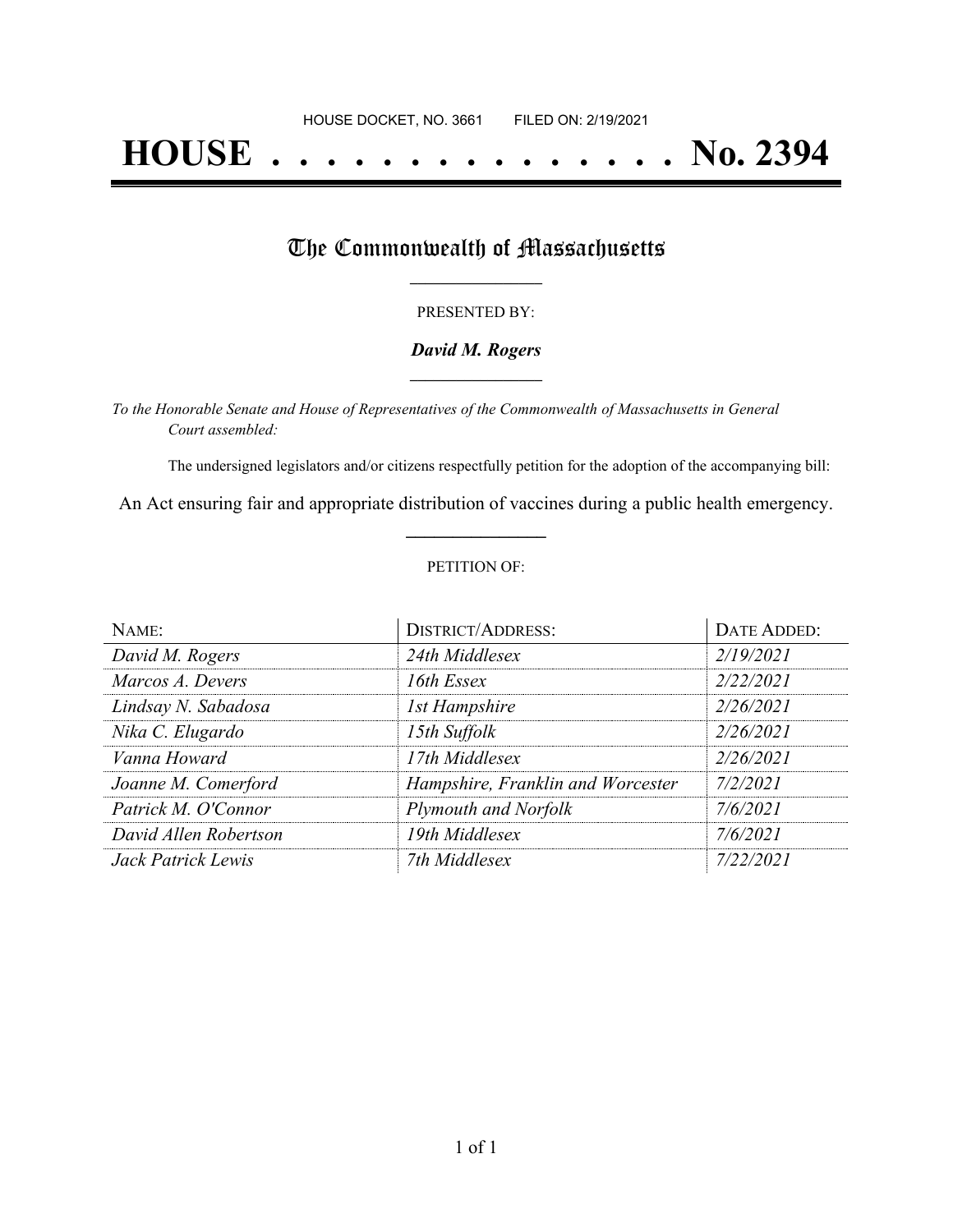HOUSE DOCKET, NO. 3661 FILED ON: 2/19/2021

# HOUSE . . . . . . . . . . . . . . . No. 2394

## The Commonwealth of Massachusetts

PRESENTED BY:

***David M. Rogers***

*To the Honorable Senate and House of Representatives of the Commonwealth of Massachusetts in General Court assembled:*

The undersigned legislators and/or citizens respectfully petition for the adoption of the accompanying bill:

An Act ensuring fair and appropriate distribution of vaccines during a public health emergency.

PETITION OF:

| NAME: | DISTRICT/ADDRESS: | DATE ADDED: |
|---|---|---|
| *David M. Rogers* | *24th Middlesex* | *2/19/2021* |
| *Marcos A. Devers* | *16th Essex* | *2/22/2021* |
| *Lindsay N. Sabadosa* | *1st Hampshire* | *2/26/2021* |
| *Nika C. Elugardo* | *15th Suffolk* | *2/26/2021* |
| *Vanna Howard* | *17th Middlesex* | *2/26/2021* |
| *Joanne M. Comerford* | *Hampshire, Franklin and Worcester* | *7/2/2021* |
| *Patrick M. O'Connor* | *Plymouth and Norfolk* | *7/6/2021* |
| *David Allen Robertson* | *19th Middlesex* | *7/6/2021* |
| *Jack Patrick Lewis* | *7th Middlesex* | *7/22/2021* |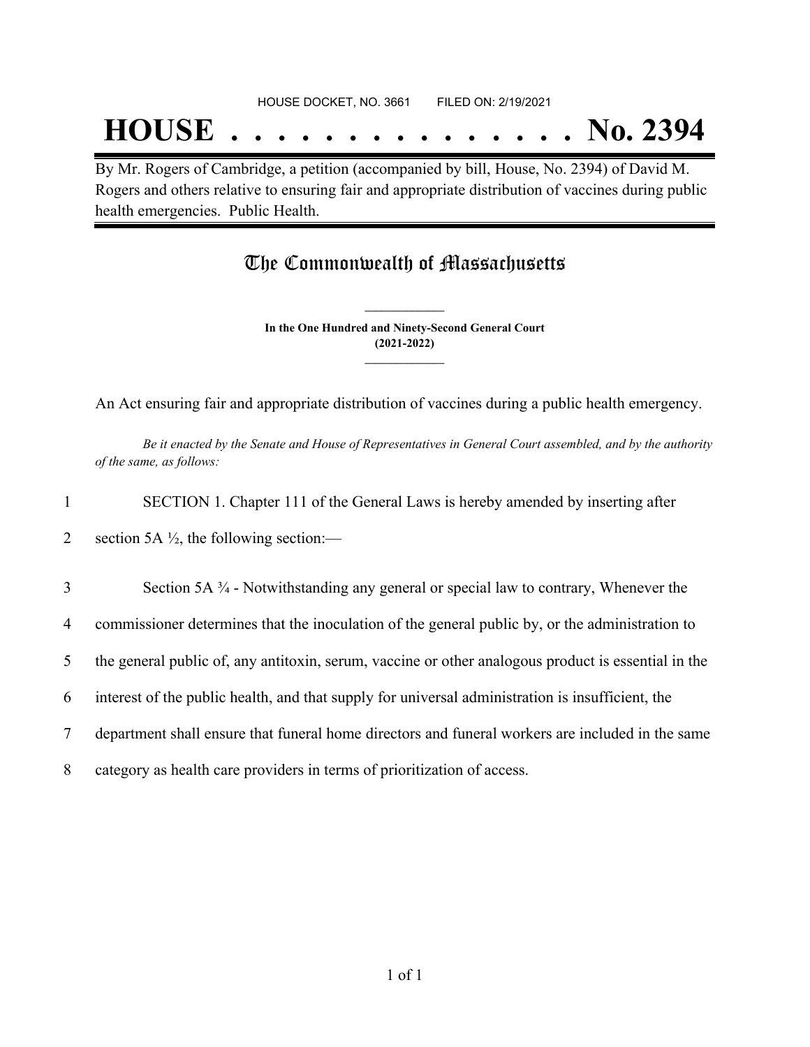HOUSE DOCKET, NO. 3661 FILED ON: 2/19/2021

# HOUSE . . . . . . . . . . . . . . . No. 2394

By Mr. Rogers of Cambridge, a petition (accompanied by bill, House, No. 2394) of David M. Rogers and others relative to ensuring fair and appropriate distribution of vaccines during public health emergencies. Public Health.

## The Commonwealth of Massachusetts

**In the One Hundred and Ninety-Second General Court**
**(2021-2022)**

An Act ensuring fair and appropriate distribution of vaccines during a public health emergency.

*Be it enacted by the Senate and House of Representatives in General Court assembled, and by the authority of the same, as follows:*

1 SECTION 1. Chapter 111 of the General Laws is hereby amended by inserting after
2 section 5A ½, the following section:—

3 Section 5A ¾ - Notwithstanding any general or special law to contrary, Whenever the
4 commissioner determines that the inoculation of the general public by, or the administration to
5 the general public of, any antitoxin, serum, vaccine or other analogous product is essential in the
6 interest of the public health, and that supply for universal administration is insufficient, the
7 department shall ensure that funeral home directors and funeral workers are included in the same
8 category as health care providers in terms of prioritization of access.